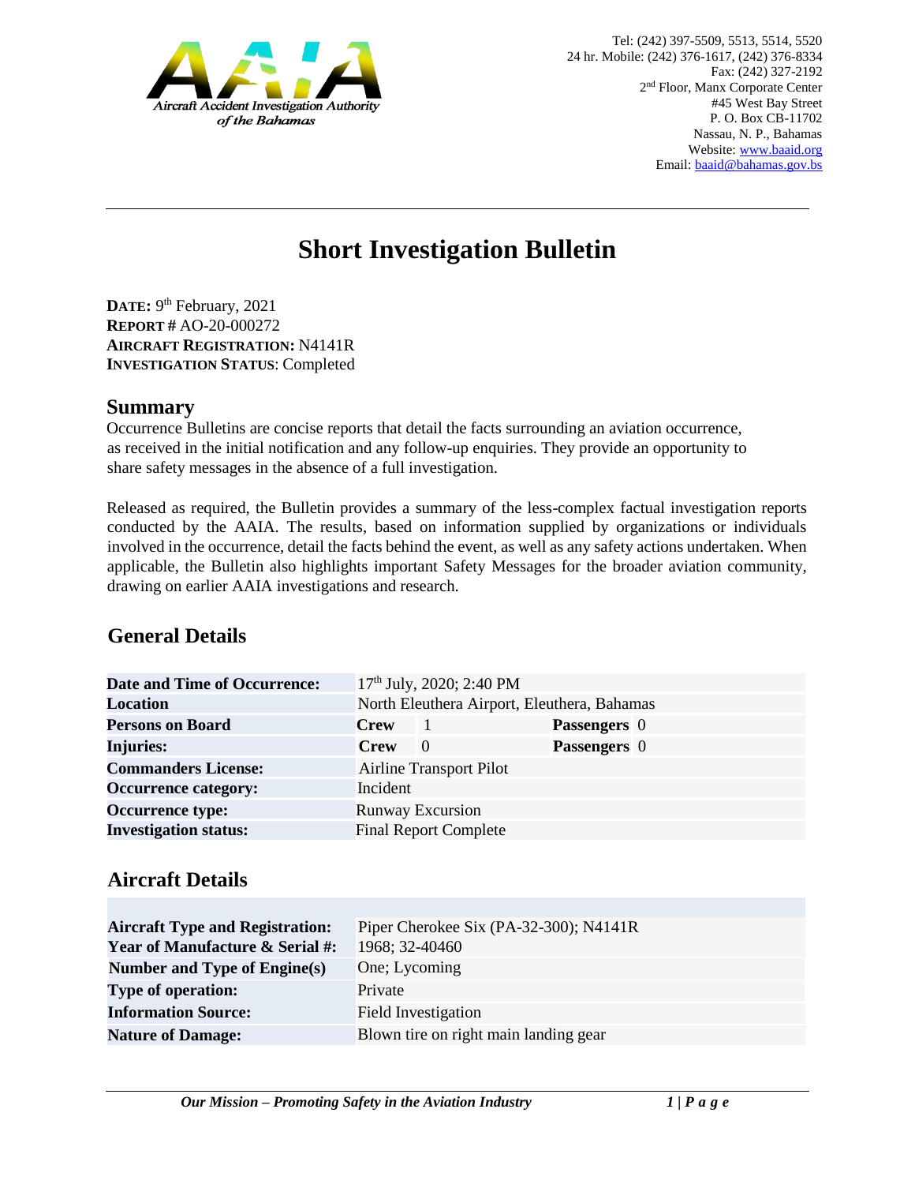Aircraft Accident Investigation Authority of the Bahamas

Tel: (242) 397-5509, 5513, 5514, 5520
24 hr. Mobile: (242) 376-1617, (242) 376-8334
Fax: (242) 327-2192
2nd Floor, Manx Corporate Center
#45 West Bay Street
P. O. Box CB-11702
Nassau, N. P., Bahamas
Website: www.baaid.org
Email: baaid@bahamas.gov.bs

# Short Investigation Bulletin

**DATE:** 9th February, 2021
**REPORT #** AO-20-000272
**AIRCRAFT REGISTRATION:** N4141R
**INVESTIGATION STATUS**: Completed

## Summary

Occurrence Bulletins are concise reports that detail the facts surrounding an aviation occurrence, as received in the initial notification and any follow-up enquiries. They provide an opportunity to share safety messages in the absence of a full investigation.

Released as required, the Bulletin provides a summary of the less-complex factual investigation reports conducted by the AAIA. The results, based on information supplied by organizations or individuals involved in the occurrence, detail the facts behind the event, as well as any safety actions undertaken. When applicable, the Bulletin also highlights important Safety Messages for the broader aviation community, drawing on earlier AAIA investigations and research.

## General Details

| | | | | |
|---|---|---|---|---|
| **Date and Time of Occurrence:** | 17th July, 2020; 2:40 PM | | | |
| **Location** | North Eleuthera Airport, Eleuthera, Bahamas | | | |
| **Persons on Board** | **Crew** | 1 | **Passengers** | 0 |
| **Injuries:** | **Crew** | 0 | **Passengers** | 0 |
| **Commanders License:** | Airline Transport Pilot | | | |
| **Occurrence category:** | Incident | | | |
| **Occurrence type:** | Runway Excursion | | | |
| **Investigation status:** | Final Report Complete | | | |

## Aircraft Details

| | |
|---|---|
| **Aircraft Type and Registration:** | Piper Cherokee Six (PA-32-300); N4141R |
| **Year of Manufacture & Serial #:** | 1968; 32-40460 |
| **Number and Type of Engine(s)** | One; Lycoming |
| **Type of operation:** | Private |
| **Information Source:** | Field Investigation |
| **Nature of Damage:** | Blown tire on right main landing gear |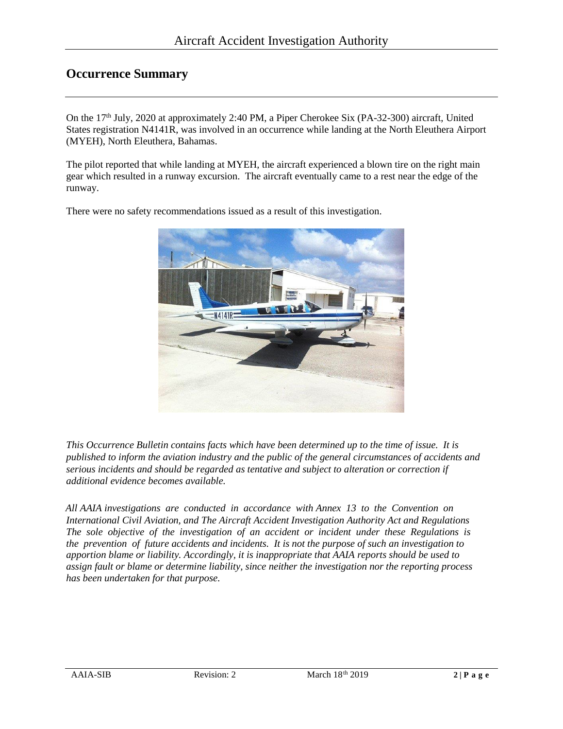## Occurrence Summary

On the 17th July, 2020 at approximately 2:40 PM, a Piper Cherokee Six (PA-32-300) aircraft, United States registration N4141R, was involved in an occurrence while landing at the North Eleuthera Airport (MYEH), North Eleuthera, Bahamas.

The pilot reported that while landing at MYEH, the aircraft experienced a blown tire on the right main gear which resulted in a runway excursion. The aircraft eventually came to a rest near the edge of the runway.

There were no safety recommendations issued as a result of this investigation.

*This Occurrence Bulletin contains facts which have been determined up to the time of issue. It is published to inform the aviation industry and the public of the general circumstances of accidents and serious incidents and should be regarded as tentative and subject to alteration or correction if additional evidence becomes available.*

*All AAIA investigations are conducted in accordance with Annex 13 to the Convention on International Civil Aviation, and The Aircraft Accident Investigation Authority Act and Regulations The sole objective of the investigation of an accident or incident under these Regulations is the prevention of future accidents and incidents. It is not the purpose of such an investigation to apportion blame or liability. Accordingly, it is inappropriate that AAIA reports should be used to assign fault or blame or determine liability, since neither the investigation nor the reporting process has been undertaken for that purpose.*